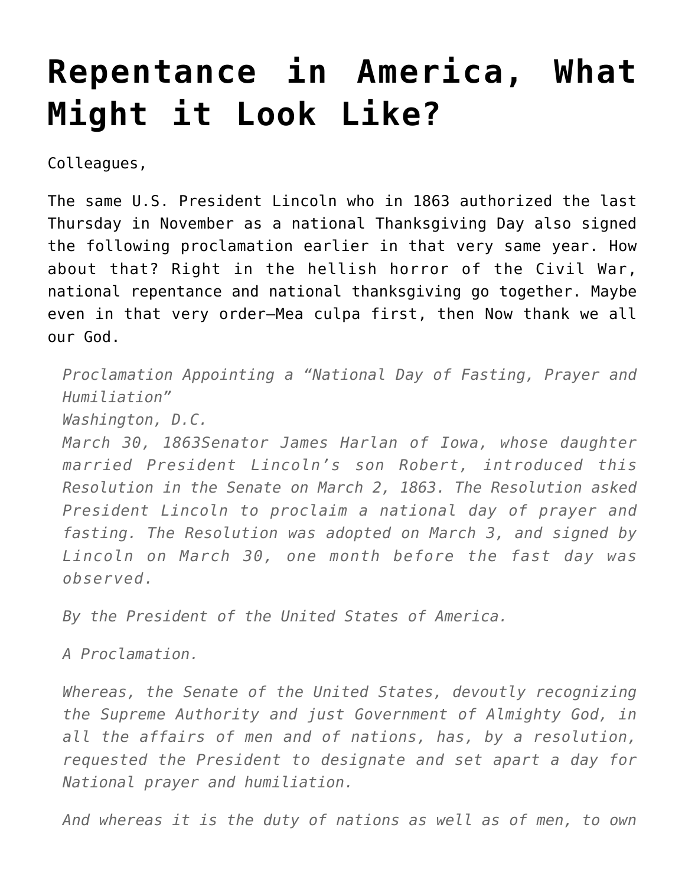# Repentance in America, What Might it Look Like?

Colleagues,

The same U.S. President Lincoln who in 1863 authorized the last Thursday in November as a national Thanksgiving Day also signed the following proclamation earlier in that very same year. How about that? Right in the hellish horror of the Civil War, national repentance and national thanksgiving go together. Maybe even in that very order—Mea culpa first, then Now thank we all our God.

> *Proclamation Appointing a "National Day of Fasting, Prayer and Humiliation"*
> *Washington, D.C.*
> *March 30, 1863Senator James Harlan of Iowa, whose daughter married President Lincoln's son Robert, introduced this Resolution in the Senate on March 2, 1863. The Resolution asked President Lincoln to proclaim a national day of prayer and fasting. The Resolution was adopted on March 3, and signed by Lincoln on March 30, one month before the fast day was observed.*
>
> *By the President of the United States of America.*
>
> *A Proclamation.*
>
> *Whereas, the Senate of the United States, devoutly recognizing the Supreme Authority and just Government of Almighty God, in all the affairs of men and of nations, has, by a resolution, requested the President to designate and set apart a day for National prayer and humiliation.*
>
> *And whereas it is the duty of nations as well as of men, to own*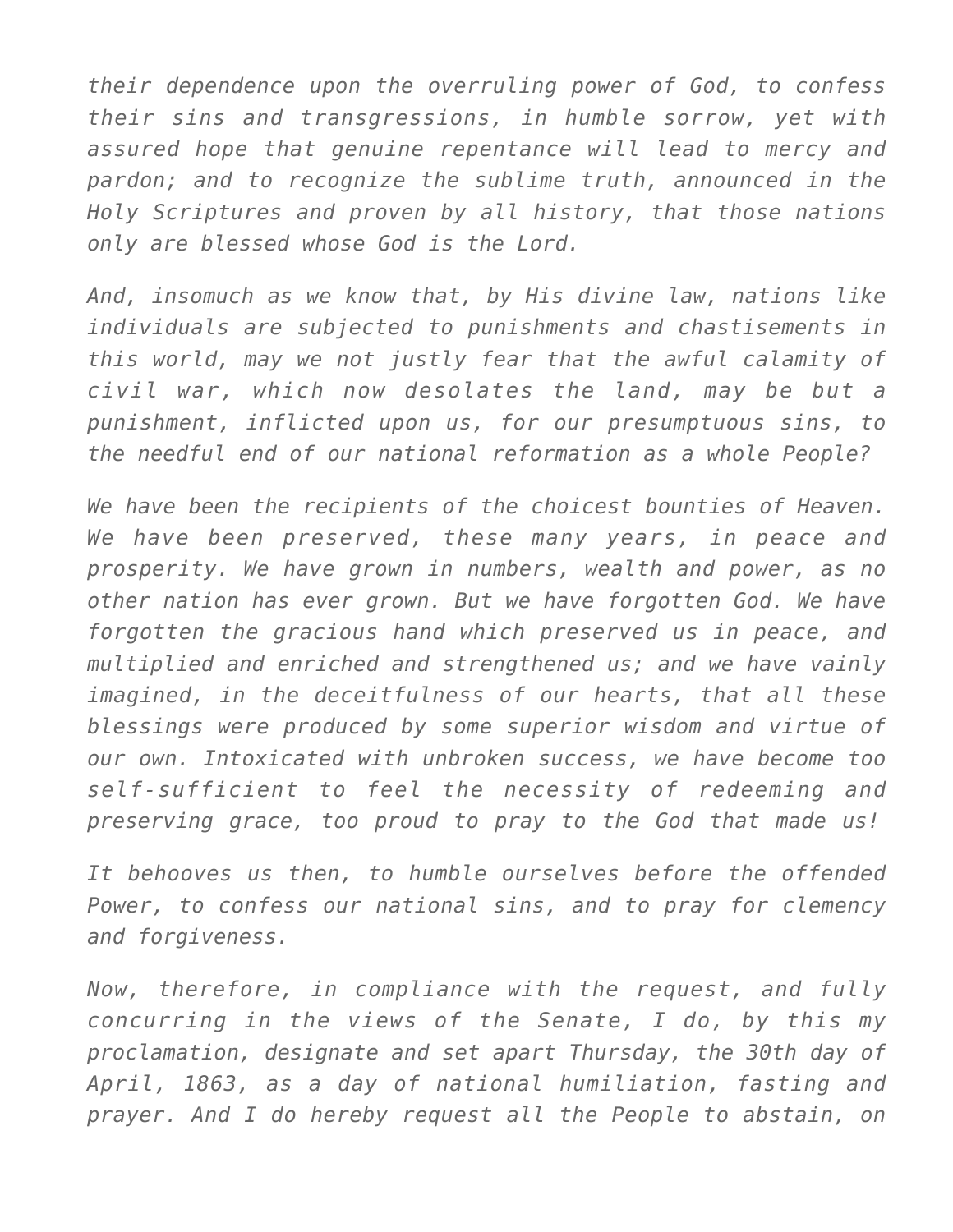*their dependence upon the overruling power of God, to confess their sins and transgressions, in humble sorrow, yet with assured hope that genuine repentance will lead to mercy and pardon; and to recognize the sublime truth, announced in the Holy Scriptures and proven by all history, that those nations only are blessed whose God is the Lord.*

*And, insomuch as we know that, by His divine law, nations like individuals are subjected to punishments and chastisements in this world, may we not justly fear that the awful calamity of civil war, which now desolates the land, may be but a punishment, inflicted upon us, for our presumptuous sins, to the needful end of our national reformation as a whole People?*

*We have been the recipients of the choicest bounties of Heaven. We have been preserved, these many years, in peace and prosperity. We have grown in numbers, wealth and power, as no other nation has ever grown. But we have forgotten God. We have forgotten the gracious hand which preserved us in peace, and multiplied and enriched and strengthened us; and we have vainly imagined, in the deceitfulness of our hearts, that all these blessings were produced by some superior wisdom and virtue of our own. Intoxicated with unbroken success, we have become too self-sufficient to feel the necessity of redeeming and preserving grace, too proud to pray to the God that made us!*

*It behooves us then, to humble ourselves before the offended Power, to confess our national sins, and to pray for clemency and forgiveness.*

*Now, therefore, in compliance with the request, and fully concurring in the views of the Senate, I do, by this my proclamation, designate and set apart Thursday, the 30th day of April, 1863, as a day of national humiliation, fasting and prayer. And I do hereby request all the People to abstain, on*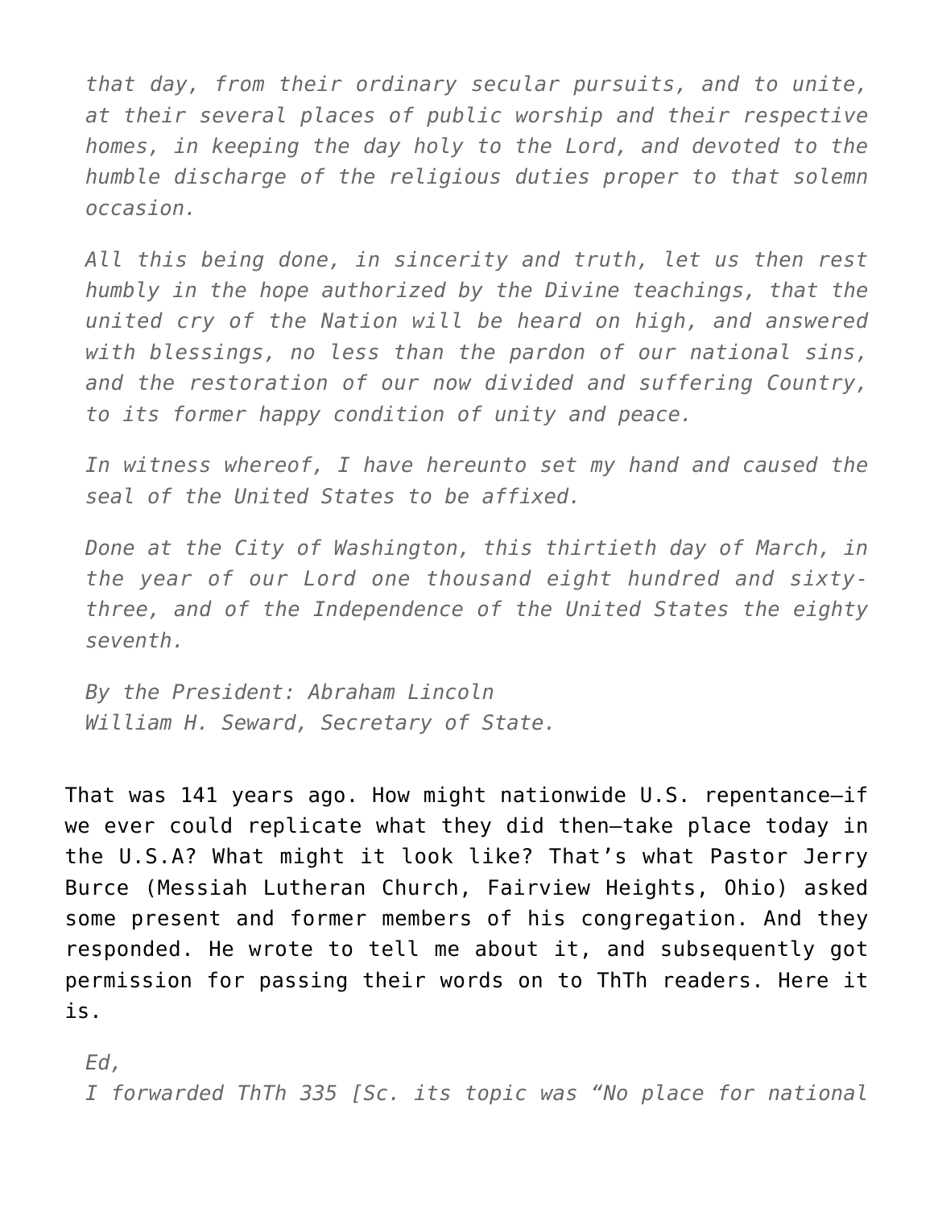*that day, from their ordinary secular pursuits, and to unite, at their several places of public worship and their respective homes, in keeping the day holy to the Lord, and devoted to the humble discharge of the religious duties proper to that solemn occasion.*

*All this being done, in sincerity and truth, let us then rest humbly in the hope authorized by the Divine teachings, that the united cry of the Nation will be heard on high, and answered with blessings, no less than the pardon of our national sins, and the restoration of our now divided and suffering Country, to its former happy condition of unity and peace.*

*In witness whereof, I have hereunto set my hand and caused the seal of the United States to be affixed.*

*Done at the City of Washington, this thirtieth day of March, in the year of our Lord one thousand eight hundred and sixty-three, and of the Independence of the United States the eighty seventh.*

*By the President: Abraham Lincoln*
*William H. Seward, Secretary of State.*

That was 141 years ago. How might nationwide U.S. repentance—if we ever could replicate what they did then—take place today in the U.S.A? What might it look like? That's what Pastor Jerry Burce (Messiah Lutheran Church, Fairview Heights, Ohio) asked some present and former members of his congregation. And they responded. He wrote to tell me about it, and subsequently got permission for passing their words on to ThTh readers. Here it is.

*Ed,*
*I forwarded ThTh 335 [Sc. its topic was "No place for national*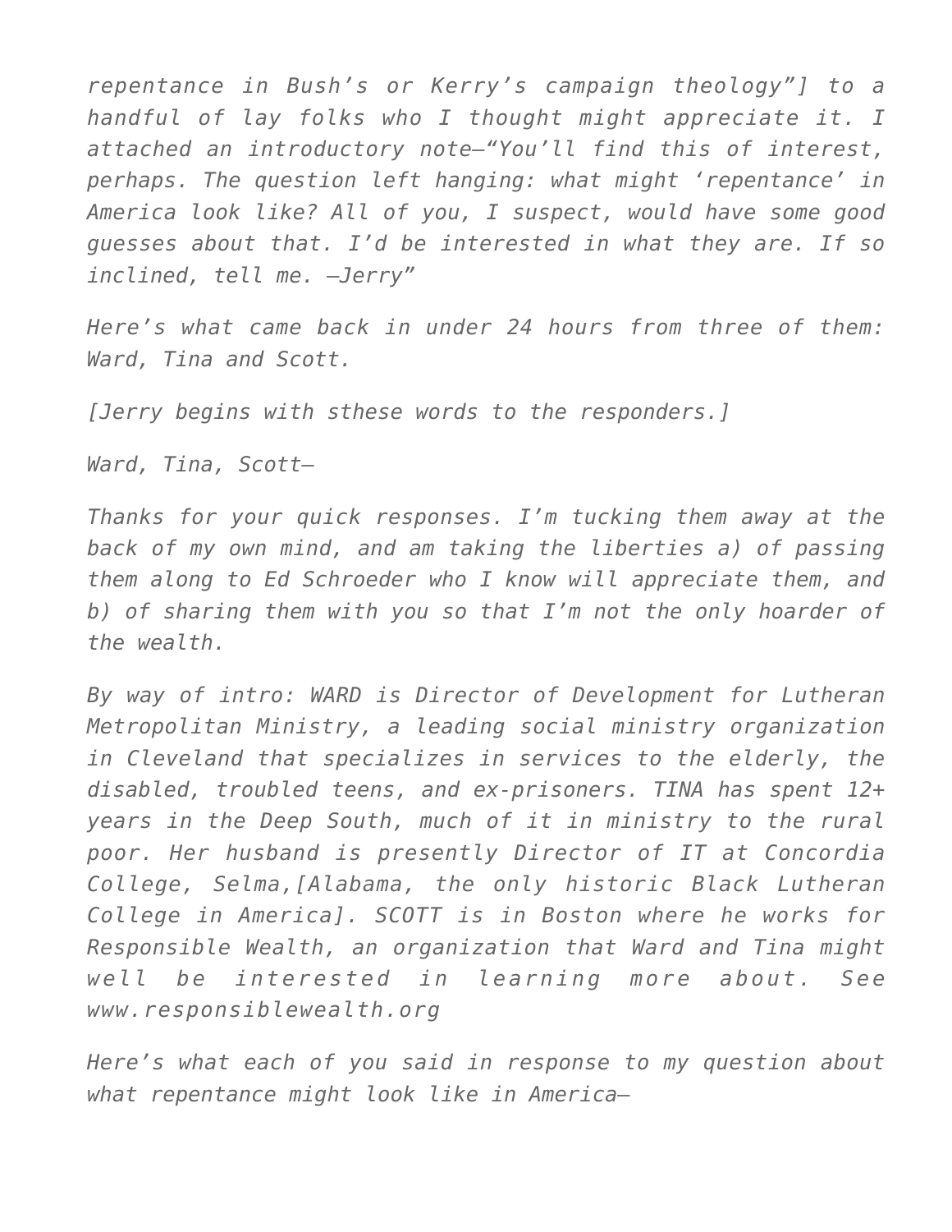*repentance in Bush's or Kerry's campaign theology"] to a handful of lay folks who I thought might appreciate it. I attached an introductory note—"You'll find this of interest, perhaps. The question left hanging: what might 'repentance' in America look like? All of you, I suspect, would have some good guesses about that. I'd be interested in what they are. If so inclined, tell me. —Jerry"*

*Here's what came back in under 24 hours from three of them: Ward, Tina and Scott.*

*[Jerry begins with sthese words to the responders.]*

*Ward, Tina, Scott—*

*Thanks for your quick responses. I'm tucking them away at the back of my own mind, and am taking the liberties a) of passing them along to Ed Schroeder who I know will appreciate them, and b) of sharing them with you so that I'm not the only hoarder of the wealth.*

*By way of intro: WARD is Director of Development for Lutheran Metropolitan Ministry, a leading social ministry organization in Cleveland that specializes in services to the elderly, the disabled, troubled teens, and ex-prisoners. TINA has spent 12+ years in the Deep South, much of it in ministry to the rural poor. Her husband is presently Director of IT at Concordia College, Selma,[Alabama, the only historic Black Lutheran College in America]. SCOTT is in Boston where he works for Responsible Wealth, an organization that Ward and Tina might well be interested in learning more about. See www.responsiblewealth.org*

*Here's what each of you said in response to my question about what repentance might look like in America—*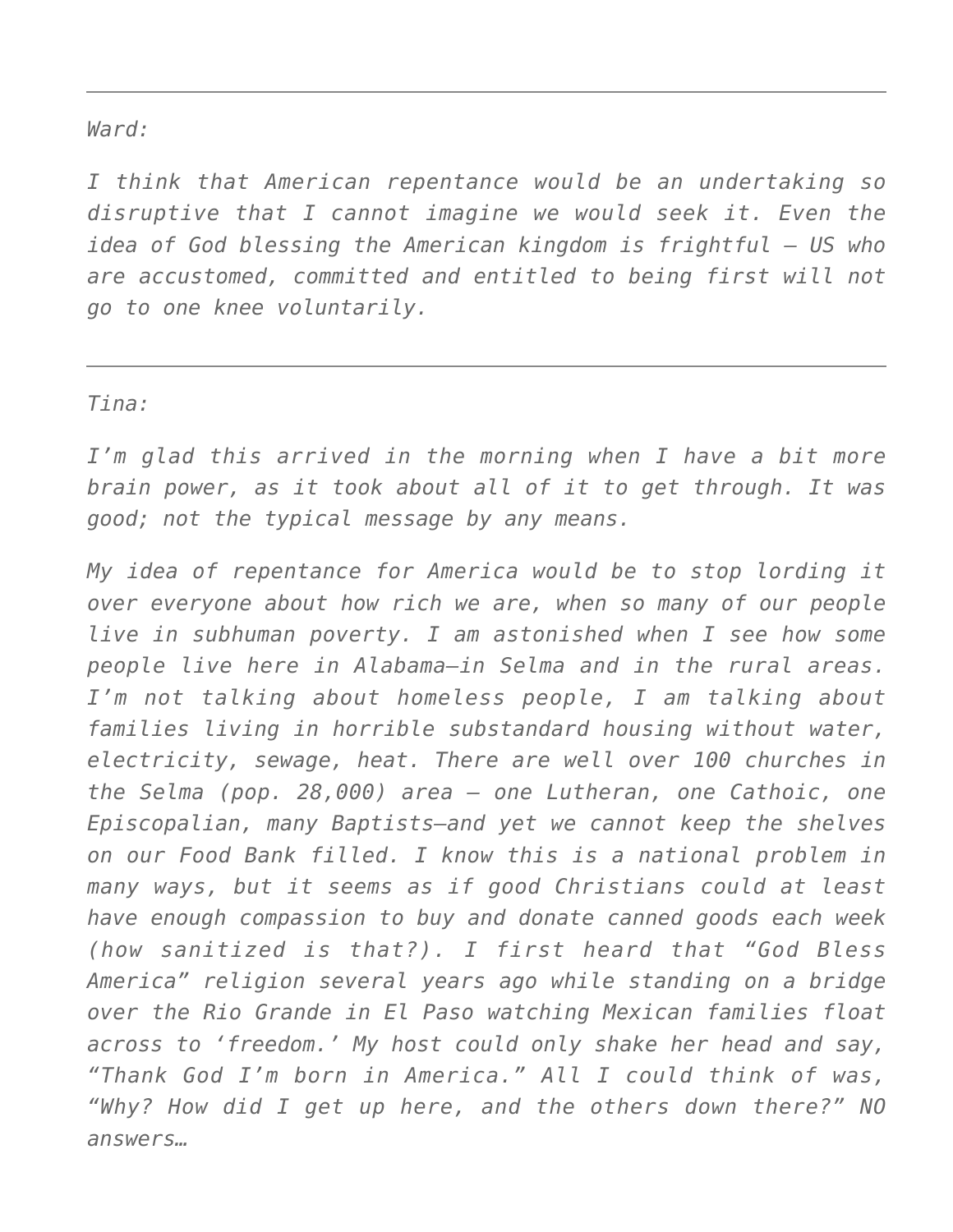---

*Ward:*

*I think that American repentance would be an undertaking so disruptive that I cannot imagine we would seek it. Even the idea of God blessing the American kingdom is frightful – US who are accustomed, committed and entitled to being first will not go to one knee voluntarily.*

---

*Tina:*

*I'm glad this arrived in the morning when I have a bit more brain power, as it took about all of it to get through. It was good; not the typical message by any means.*

*My idea of repentance for America would be to stop lording it over everyone about how rich we are, when so many of our people live in subhuman poverty. I am astonished when I see how some people live here in Alabama—in Selma and in the rural areas. I'm not talking about homeless people, I am talking about families living in horrible substandard housing without water, electricity, sewage, heat. There are well over 100 churches in the Selma (pop. 28,000) area – one Lutheran, one Cathoic, one Episcopalian, many Baptists—and yet we cannot keep the shelves on our Food Bank filled. I know this is a national problem in many ways, but it seems as if good Christians could at least have enough compassion to buy and donate canned goods each week (how sanitized is that?). I first heard that "God Bless America" religion several years ago while standing on a bridge over the Rio Grande in El Paso watching Mexican families float across to 'freedom.' My host could only shake her head and say, "Thank God I'm born in America." All I could think of was, "Why? How did I get up here, and the others down there?" NO answers…*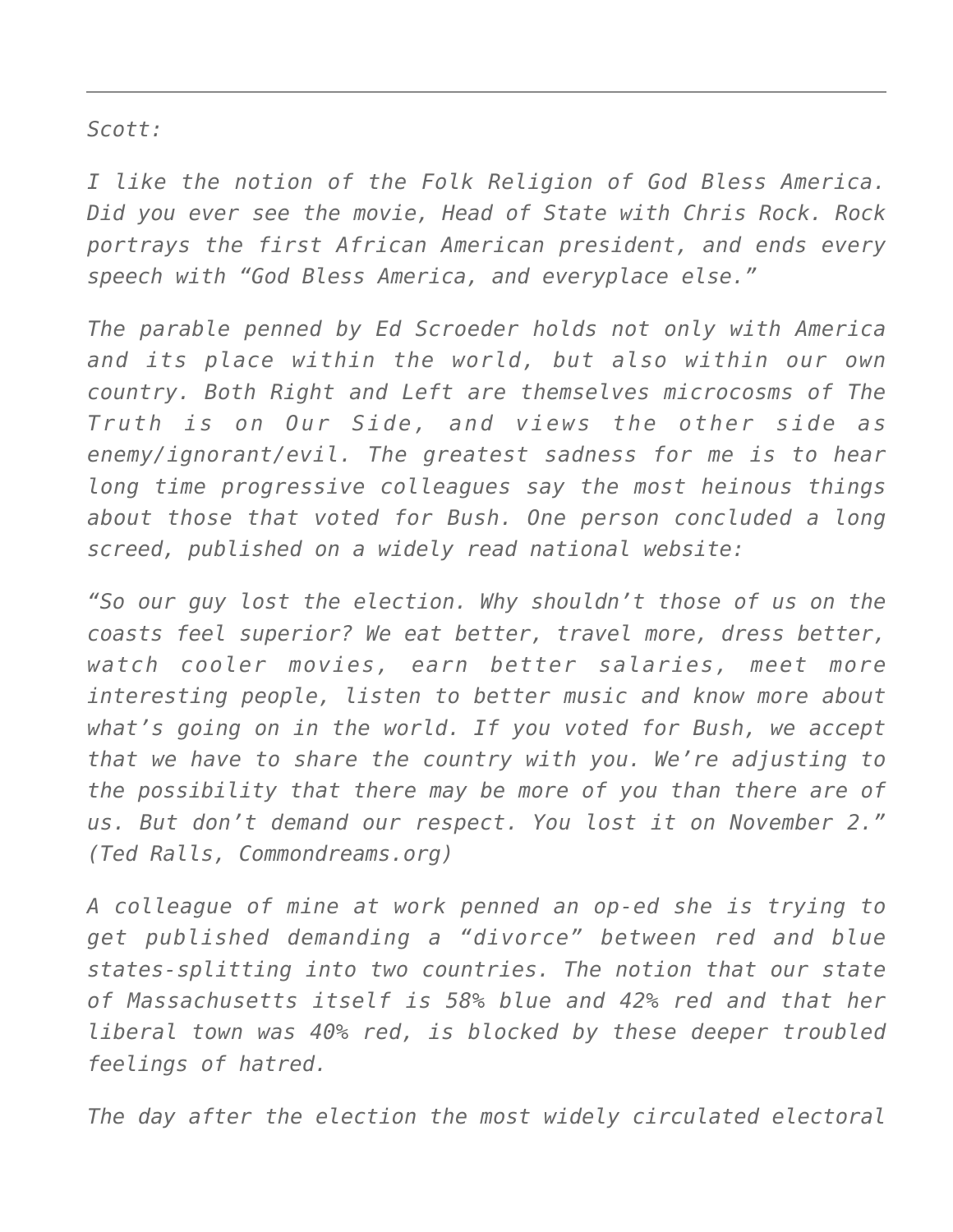---

*Scott:*

*I like the notion of the Folk Religion of God Bless America. Did you ever see the movie, Head of State with Chris Rock. Rock portrays the first African American president, and ends every speech with "God Bless America, and everyplace else."*

*The parable penned by Ed Scroeder holds not only with America and its place within the world, but also within our own country. Both Right and Left are themselves microcosms of The Truth is on Our Side, and views the other side as enemy/ignorant/evil. The greatest sadness for me is to hear long time progressive colleagues say the most heinous things about those that voted for Bush. One person concluded a long screed, published on a widely read national website:*

*"So our guy lost the election. Why shouldn't those of us on the coasts feel superior? We eat better, travel more, dress better, watch cooler movies, earn better salaries, meet more interesting people, listen to better music and know more about what's going on in the world. If you voted for Bush, we accept that we have to share the country with you. We're adjusting to the possibility that there may be more of you than there are of us. But don't demand our respect. You lost it on November 2." (Ted Ralls, Commondreams.org)*

*A colleague of mine at work penned an op-ed she is trying to get published demanding a "divorce" between red and blue states-splitting into two countries. The notion that our state of Massachusetts itself is 58% blue and 42% red and that her liberal town was 40% red, is blocked by these deeper troubled feelings of hatred.*

*The day after the election the most widely circulated electoral*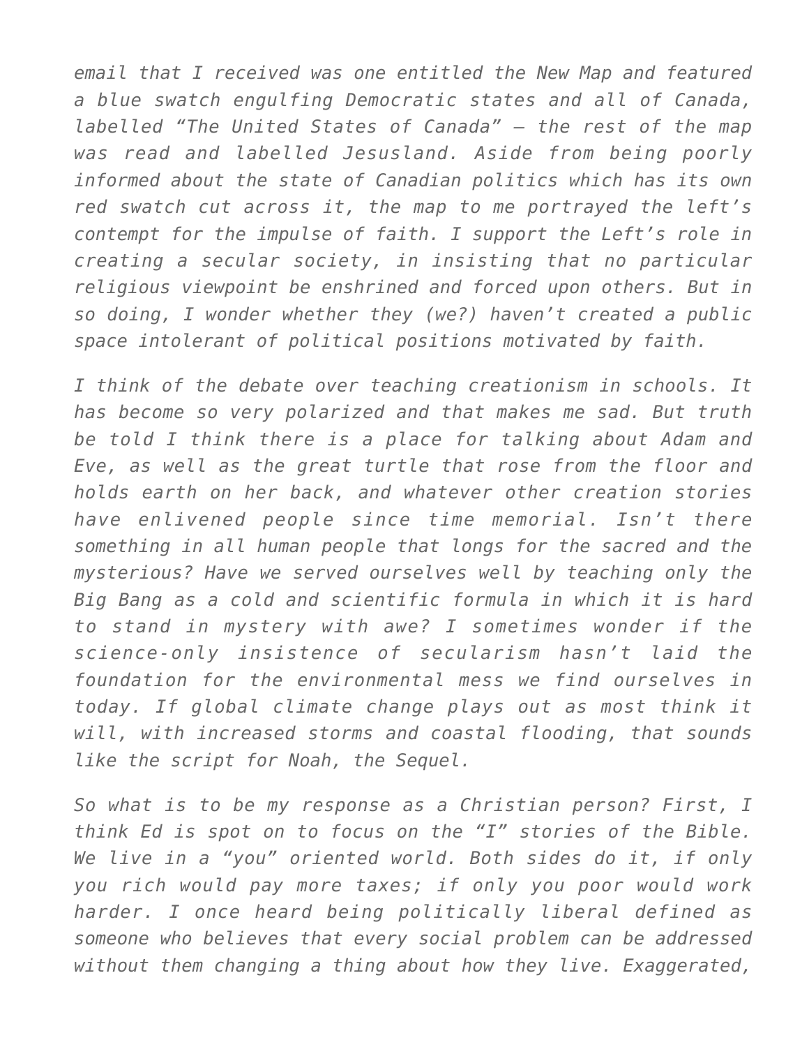*email that I received was one entitled the New Map and featured a blue swatch engulfing Democratic states and all of Canada, labelled "The United States of Canada" – the rest of the map was read and labelled Jesusland. Aside from being poorly informed about the state of Canadian politics which has its own red swatch cut across it, the map to me portrayed the left's contempt for the impulse of faith. I support the Left's role in creating a secular society, in insisting that no particular religious viewpoint be enshrined and forced upon others. But in so doing, I wonder whether they (we?) haven't created a public space intolerant of political positions motivated by faith.*

*I think of the debate over teaching creationism in schools. It has become so very polarized and that makes me sad. But truth be told I think there is a place for talking about Adam and Eve, as well as the great turtle that rose from the floor and holds earth on her back, and whatever other creation stories have enlivened people since time memorial. Isn't there something in all human people that longs for the sacred and the mysterious? Have we served ourselves well by teaching only the Big Bang as a cold and scientific formula in which it is hard to stand in mystery with awe? I sometimes wonder if the science-only insistence of secularism hasn't laid the foundation for the environmental mess we find ourselves in today. If global climate change plays out as most think it will, with increased storms and coastal flooding, that sounds like the script for Noah, the Sequel.*

*So what is to be my response as a Christian person? First, I think Ed is spot on to focus on the "I" stories of the Bible. We live in a "you" oriented world. Both sides do it, if only you rich would pay more taxes; if only you poor would work harder. I once heard being politically liberal defined as someone who believes that every social problem can be addressed without them changing a thing about how they live. Exaggerated,*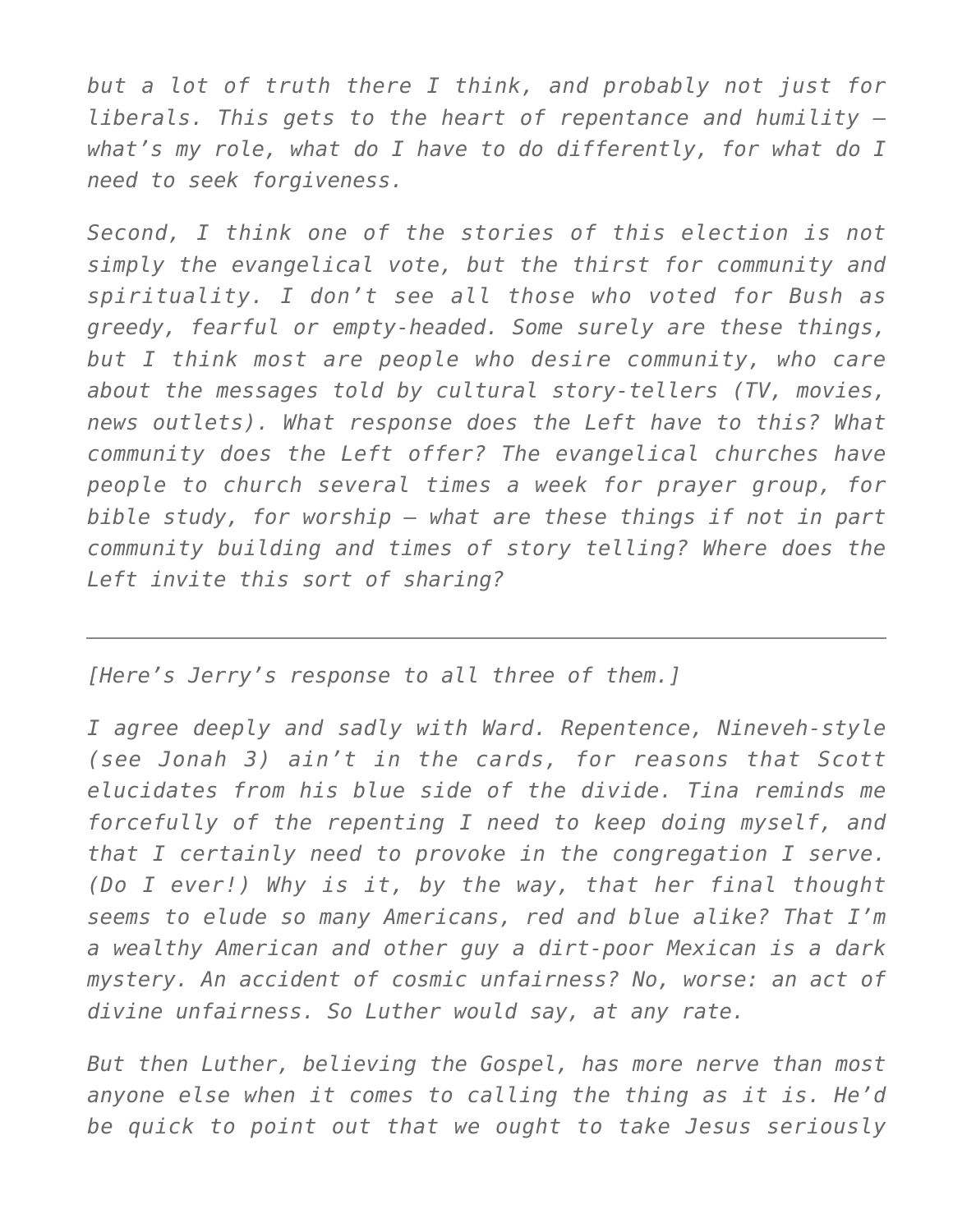*but a lot of truth there I think, and probably not just for liberals. This gets to the heart of repentance and humility – what's my role, what do I have to do differently, for what do I need to seek forgiveness.*

*Second, I think one of the stories of this election is not simply the evangelical vote, but the thirst for community and spirituality. I don't see all those who voted for Bush as greedy, fearful or empty-headed. Some surely are these things, but I think most are people who desire community, who care about the messages told by cultural story-tellers (TV, movies, news outlets). What response does the Left have to this? What community does the Left offer? The evangelical churches have people to church several times a week for prayer group, for bible study, for worship – what are these things if not in part community building and times of story telling? Where does the Left invite this sort of sharing?*

---

*[Here's Jerry's response to all three of them.]*

*I agree deeply and sadly with Ward. Repentence, Nineveh-style (see Jonah 3) ain't in the cards, for reasons that Scott elucidates from his blue side of the divide. Tina reminds me forcefully of the repenting I need to keep doing myself, and that I certainly need to provoke in the congregation I serve. (Do I ever!) Why is it, by the way, that her final thought seems to elude so many Americans, red and blue alike? That I'm a wealthy American and other guy a dirt-poor Mexican is a dark mystery. An accident of cosmic unfairness? No, worse: an act of divine unfairness. So Luther would say, at any rate.*

*But then Luther, believing the Gospel, has more nerve than most anyone else when it comes to calling the thing as it is. He'd be quick to point out that we ought to take Jesus seriously*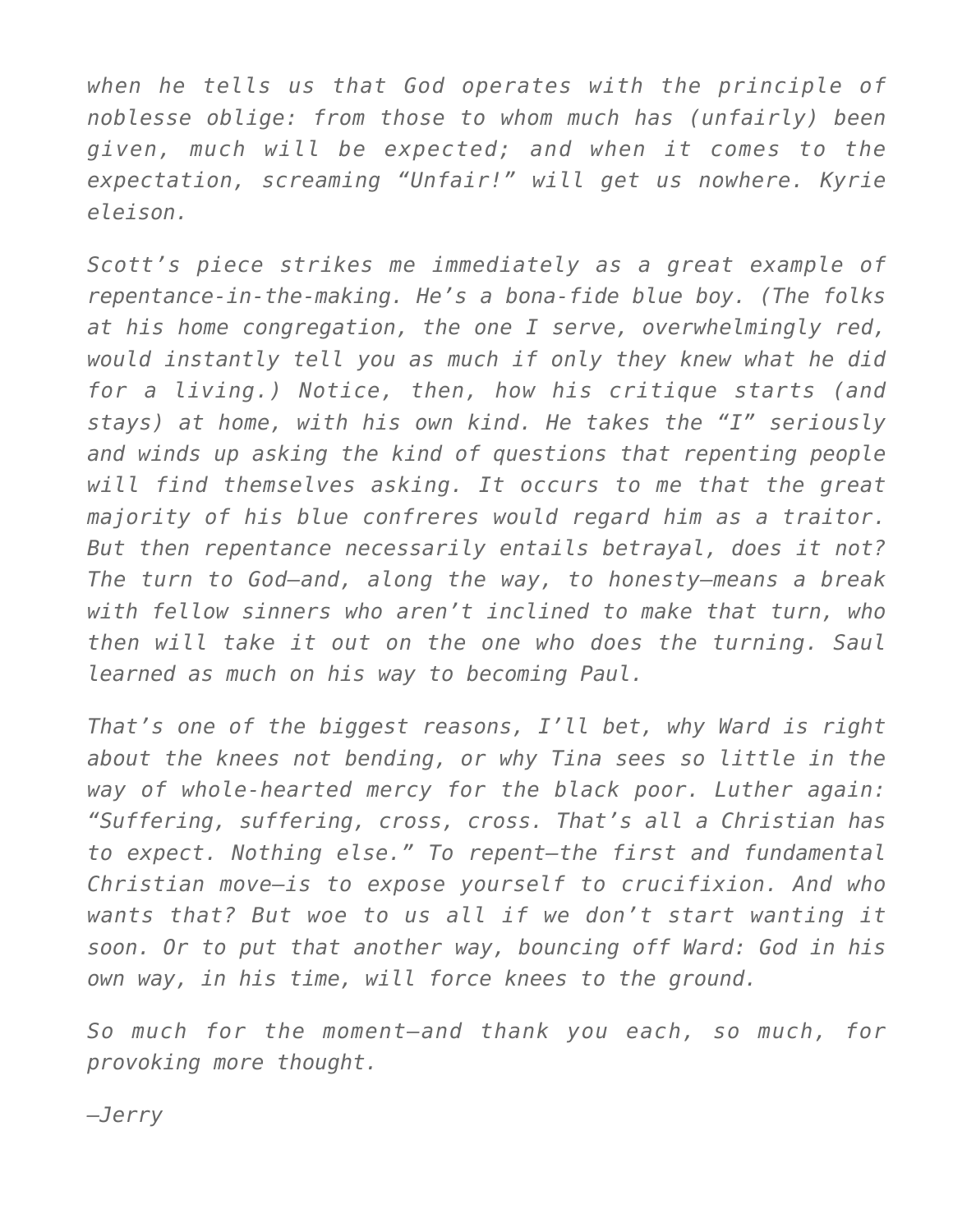*when he tells us that God operates with the principle of noblesse oblige: from those to whom much has (unfairly) been given, much will be expected; and when it comes to the expectation, screaming "Unfair!" will get us nowhere. Kyrie eleison.*

*Scott's piece strikes me immediately as a great example of repentance-in-the-making. He's a bona-fide blue boy. (The folks at his home congregation, the one I serve, overwhelmingly red, would instantly tell you as much if only they knew what he did for a living.) Notice, then, how his critique starts (and stays) at home, with his own kind. He takes the "I" seriously and winds up asking the kind of questions that repenting people will find themselves asking. It occurs to me that the great majority of his blue confreres would regard him as a traitor. But then repentance necessarily entails betrayal, does it not? The turn to God—and, along the way, to honesty—means a break with fellow sinners who aren't inclined to make that turn, who then will take it out on the one who does the turning. Saul learned as much on his way to becoming Paul.*

*That's one of the biggest reasons, I'll bet, why Ward is right about the knees not bending, or why Tina sees so little in the way of whole-hearted mercy for the black poor. Luther again: "Suffering, suffering, cross, cross. That's all a Christian has to expect. Nothing else." To repent—the first and fundamental Christian move—is to expose yourself to crucifixion. And who wants that? But woe to us all if we don't start wanting it soon. Or to put that another way, bouncing off Ward: God in his own way, in his time, will force knees to the ground.*

*So much for the moment—and thank you each, so much, for provoking more thought.*

*—Jerry*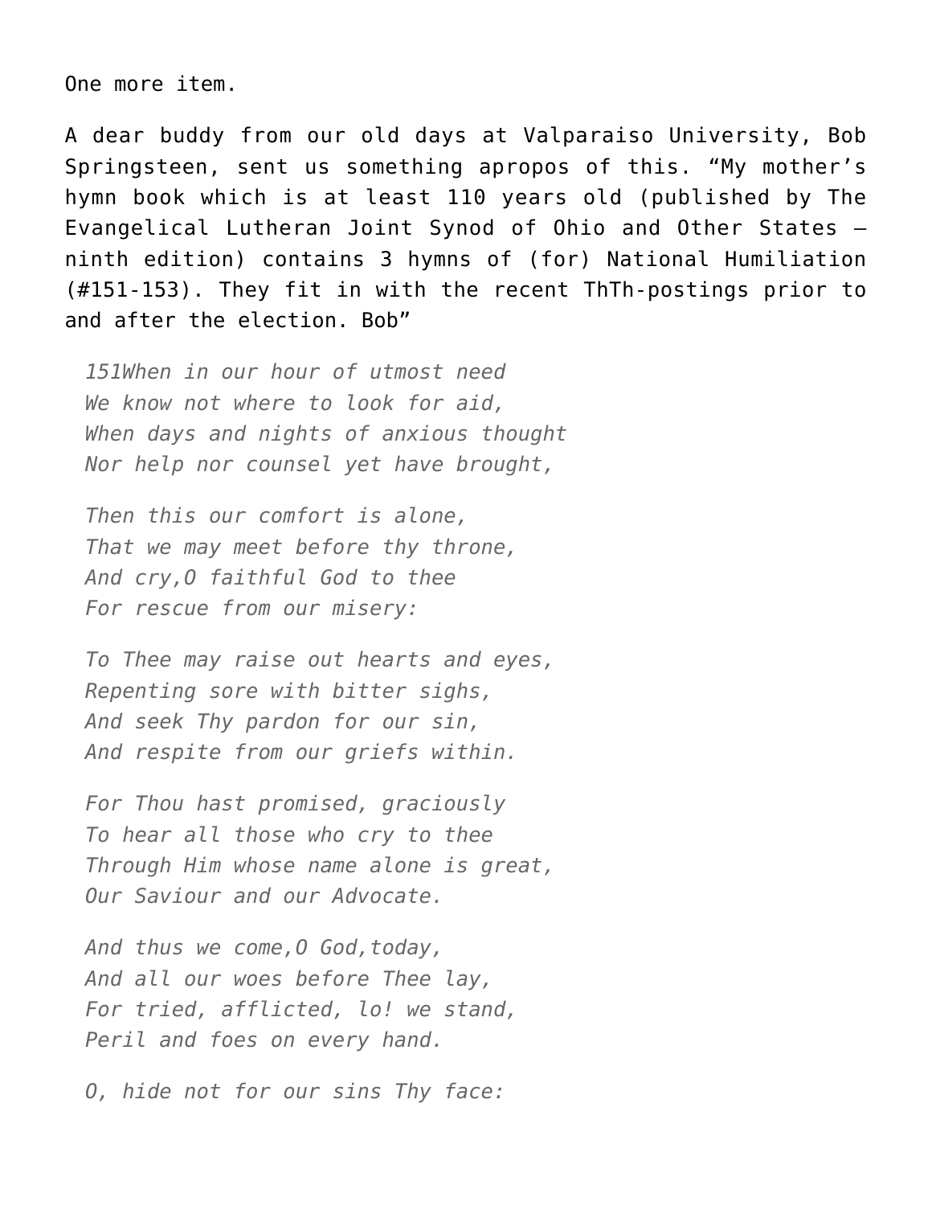One more item.

A dear buddy from our old days at Valparaiso University, Bob Springsteen, sent us something apropos of this. “My mother’s hymn book which is at least 110 years old (published by The Evangelical Lutheran Joint Synod of Ohio and Other States – ninth edition) contains 3 hymns of (for) National Humiliation (#151-153). They fit in with the recent ThTh-postings prior to and after the election. Bob”

*151When in our hour of utmost need*
*We know not where to look for aid,*
*When days and nights of anxious thought*
*Nor help nor counsel yet have brought,*

*Then this our comfort is alone,*
*That we may meet before thy throne,*
*And cry,O faithful God to thee*
*For rescue from our misery:*

*To Thee may raise out hearts and eyes,*
*Repenting sore with bitter sighs,*
*And seek Thy pardon for our sin,*
*And respite from our griefs within.*

*For Thou hast promised, graciously*
*To hear all those who cry to thee*
*Through Him whose name alone is great,*
*Our Saviour and our Advocate.*

*And thus we come,O God,today,*
*And all our woes before Thee lay,*
*For tried, afflicted, lo! we stand,*
*Peril and foes on every hand.*

*O, hide not for our sins Thy face:*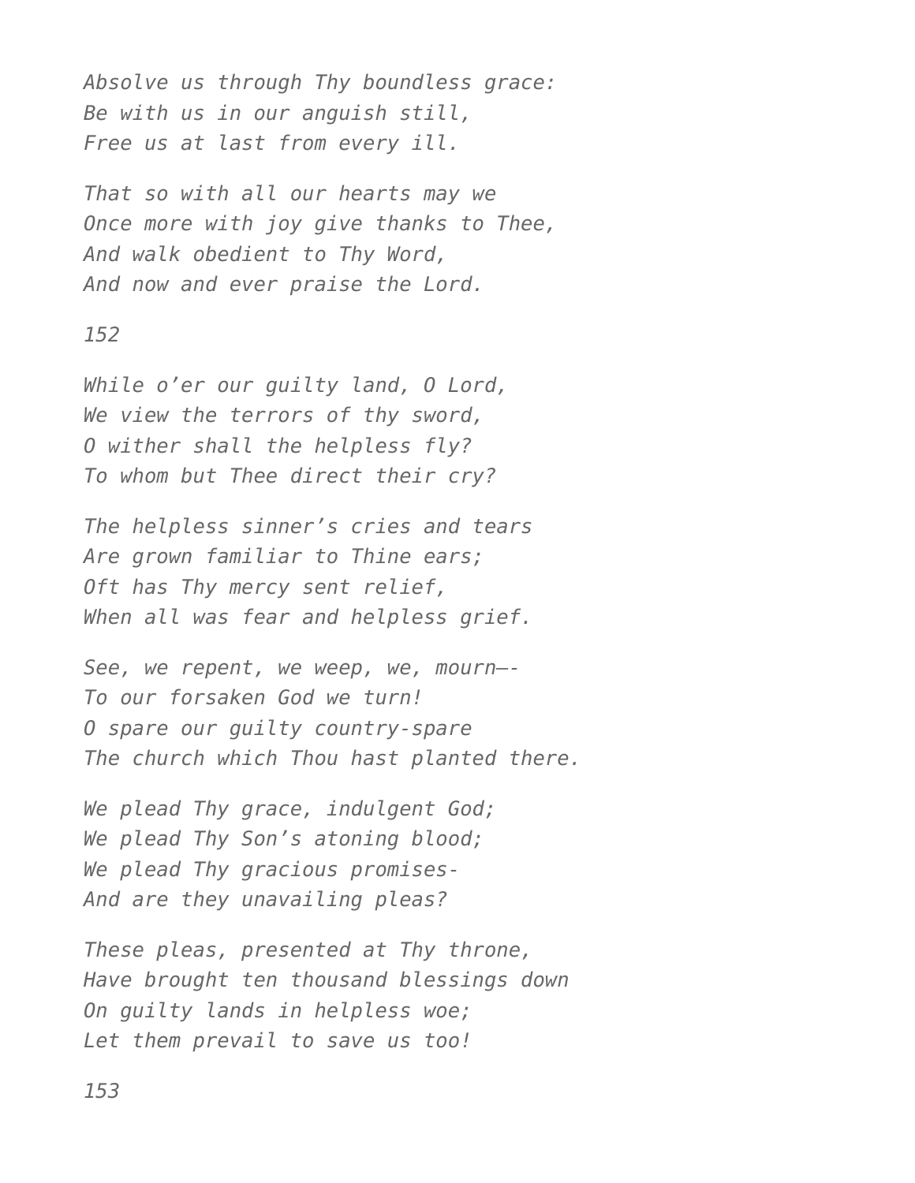*Absolve us through Thy boundless grace:*
*Be with us in our anguish still,*
*Free us at last from every ill.*

*That so with all our hearts may we*
*Once more with joy give thanks to Thee,*
*And walk obedient to Thy Word,*
*And now and ever praise the Lord.*

*152*

*While o'er our guilty land, O Lord,*
*We view the terrors of thy sword,*
*O wither shall the helpless fly?*
*To whom but Thee direct their cry?*

*The helpless sinner's cries and tears*
*Are grown familiar to Thine ears;*
*Oft has Thy mercy sent relief,*
*When all was fear and helpless grief.*

*See, we repent, we weep, we, mourn—-*
*To our forsaken God we turn!*
*O spare our guilty country-spare*
*The church which Thou hast planted there.*

*We plead Thy grace, indulgent God;*
*We plead Thy Son's atoning blood;*
*We plead Thy gracious promises-*
*And are they unavailing pleas?*

*These pleas, presented at Thy throne,*
*Have brought ten thousand blessings down*
*On guilty lands in helpless woe;*
*Let them prevail to save us too!*

*153*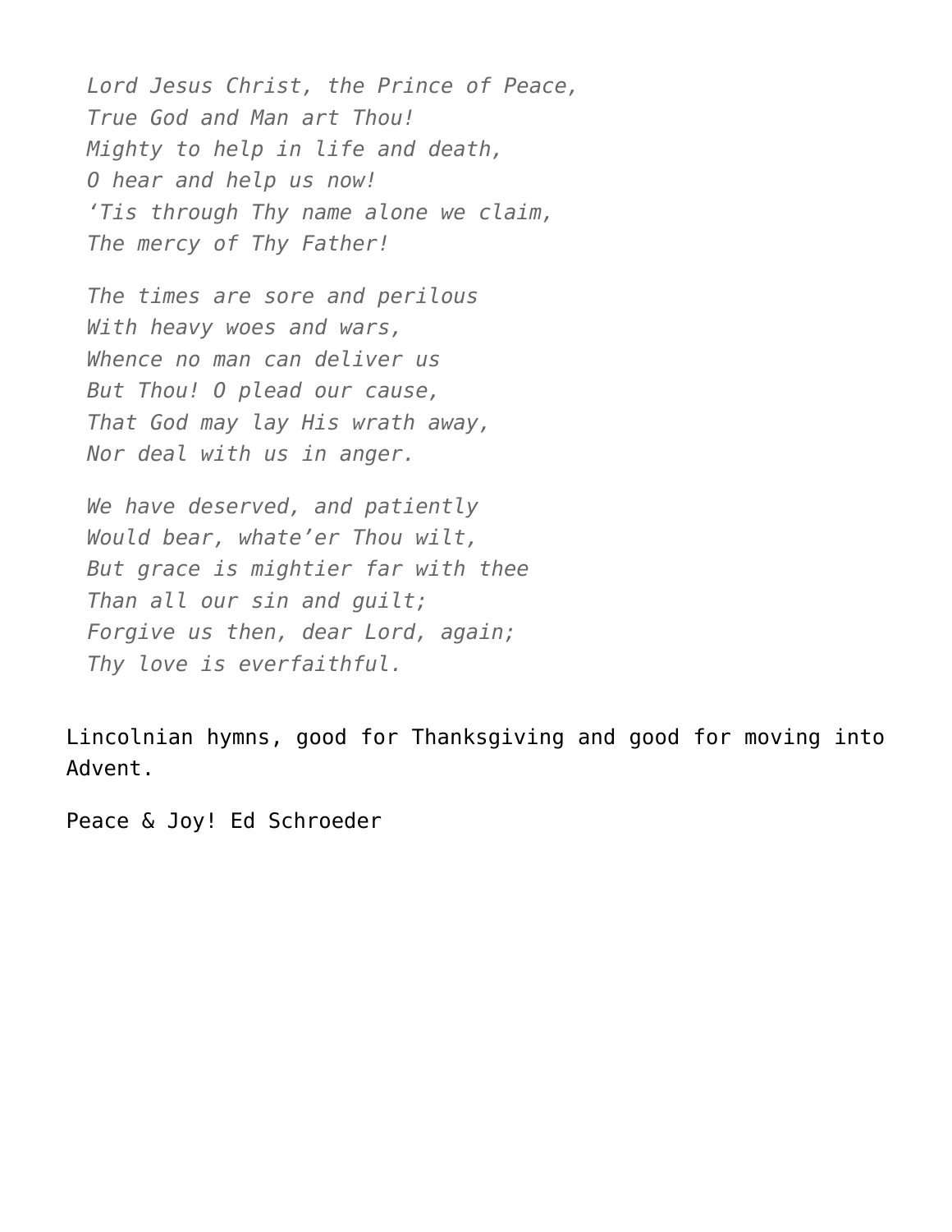*Lord Jesus Christ, the Prince of Peace,*
*True God and Man art Thou!*
*Mighty to help in life and death,*
*O hear and help us now!*
*'Tis through Thy name alone we claim,*
*The mercy of Thy Father!*

*The times are sore and perilous*
*With heavy woes and wars,*
*Whence no man can deliver us*
*But Thou! O plead our cause,*
*That God may lay His wrath away,*
*Nor deal with us in anger.*

*We have deserved, and patiently*
*Would bear, whate'er Thou wilt,*
*But grace is mightier far with thee*
*Than all our sin and guilt;*
*Forgive us then, dear Lord, again;*
*Thy love is everfaithful.*

Lincolnian hymns, good for Thanksgiving and good for moving into Advent.

Peace & Joy! Ed Schroeder